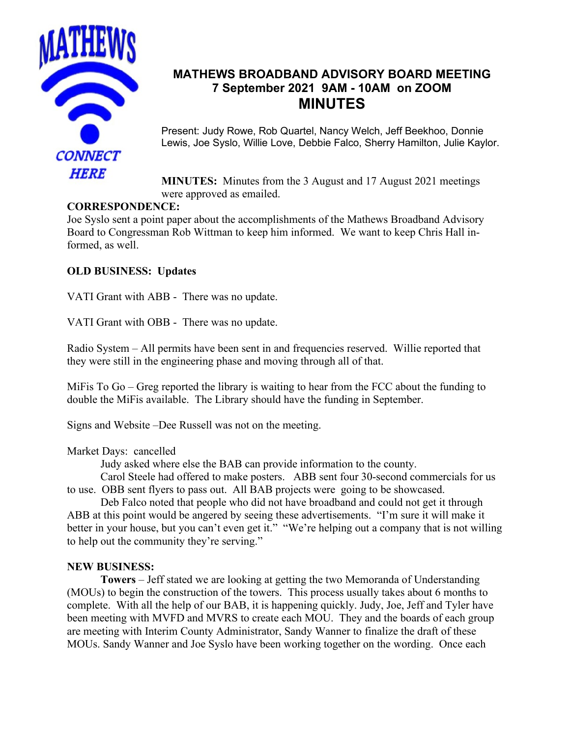# MATHEWS BROADBAND ADVISORY BOARD MEETING
## 7 September 2021 9AM - 10AM on ZOOM
## MINUTES

Present: Judy Rowe, Rob Quartel, Nancy Welch, Jeff Beekhoo, Donnie Lewis, Joe Syslo, Willie Love, Debbie Falco, Sherry Hamilton, Julie Kaylor.

**MINUTES:** Minutes from the 3 August and 17 August 2021 meetings were approved as emailed.

**CORRESPONDENCE:**
Joe Syslo sent a point paper about the accomplishments of the Mathews Broadband Advisory Board to Congressman Rob Wittman to keep him informed. We want to keep Chris Hall informed, as well.

**OLD BUSINESS: Updates**

VATI Grant with ABB - There was no update.

VATI Grant with OBB - There was no update.

Radio System – All permits have been sent in and frequencies reserved. Willie reported that they were still in the engineering phase and moving through all of that.

MiFis To Go – Greg reported the library is waiting to hear from the FCC about the funding to double the MiFis available. The Library should have the funding in September.

Signs and Website –Dee Russell was not on the meeting.

Market Days: cancelled

Judy asked where else the BAB can provide information to the county.

Carol Steele had offered to make posters. ABB sent four 30-second commercials for us to use. OBB sent flyers to pass out. All BAB projects were going to be showcased.

Deb Falco noted that people who did not have broadband and could not get it through ABB at this point would be angered by seeing these advertisements. "I'm sure it will make it better in your house, but you can't even get it." "We're helping out a company that is not willing to help out the community they're serving."

**NEW BUSINESS:**

**Towers** – Jeff stated we are looking at getting the two Memoranda of Understanding (MOUs) to begin the construction of the towers. This process usually takes about 6 months to complete. With all the help of our BAB, it is happening quickly. Judy, Joe, Jeff and Tyler have been meeting with MVFD and MVRS to create each MOU. They and the boards of each group are meeting with Interim County Administrator, Sandy Wanner to finalize the draft of these MOUs. Sandy Wanner and Joe Syslo have been working together on the wording. Once each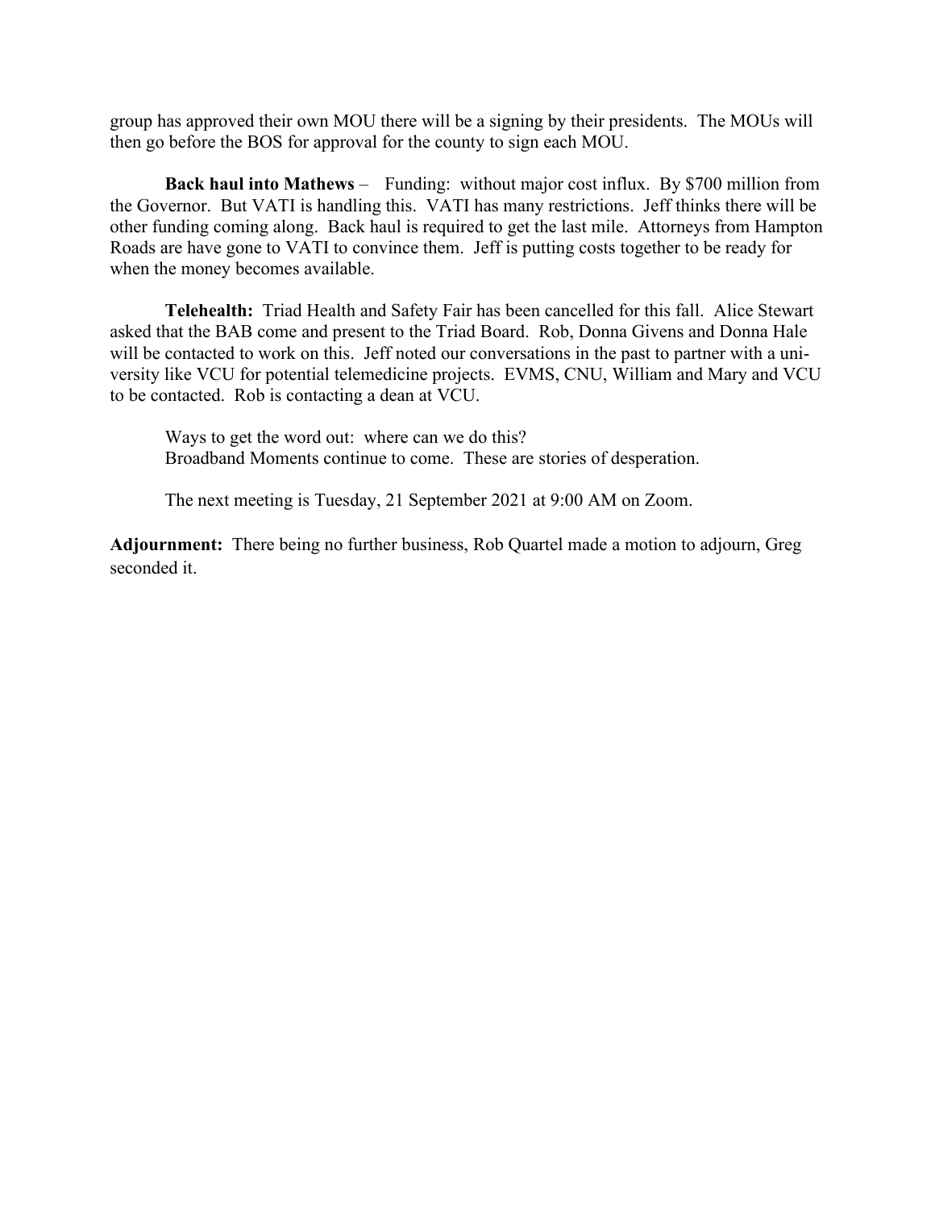group has approved their own MOU there will be a signing by their presidents. The MOUs will then go before the BOS for approval for the county to sign each MOU.

**Back haul into Mathews** – Funding: without major cost influx. By $700 million from the Governor. But VATI is handling this. VATI has many restrictions. Jeff thinks there will be other funding coming along. Back haul is required to get the last mile. Attorneys from Hampton Roads are have gone to VATI to convince them. Jeff is putting costs together to be ready for when the money becomes available.

**Telehealth:** Triad Health and Safety Fair has been cancelled for this fall. Alice Stewart asked that the BAB come and present to the Triad Board. Rob, Donna Givens and Donna Hale will be contacted to work on this. Jeff noted our conversations in the past to partner with a university like VCU for potential telemedicine projects. EVMS, CNU, William and Mary and VCU to be contacted. Rob is contacting a dean at VCU.

Ways to get the word out: where can we do this?
Broadband Moments continue to come. These are stories of desperation.

The next meeting is Tuesday, 21 September 2021 at 9:00 AM on Zoom.

**Adjournment:** There being no further business, Rob Quartel made a motion to adjourn, Greg seconded it.